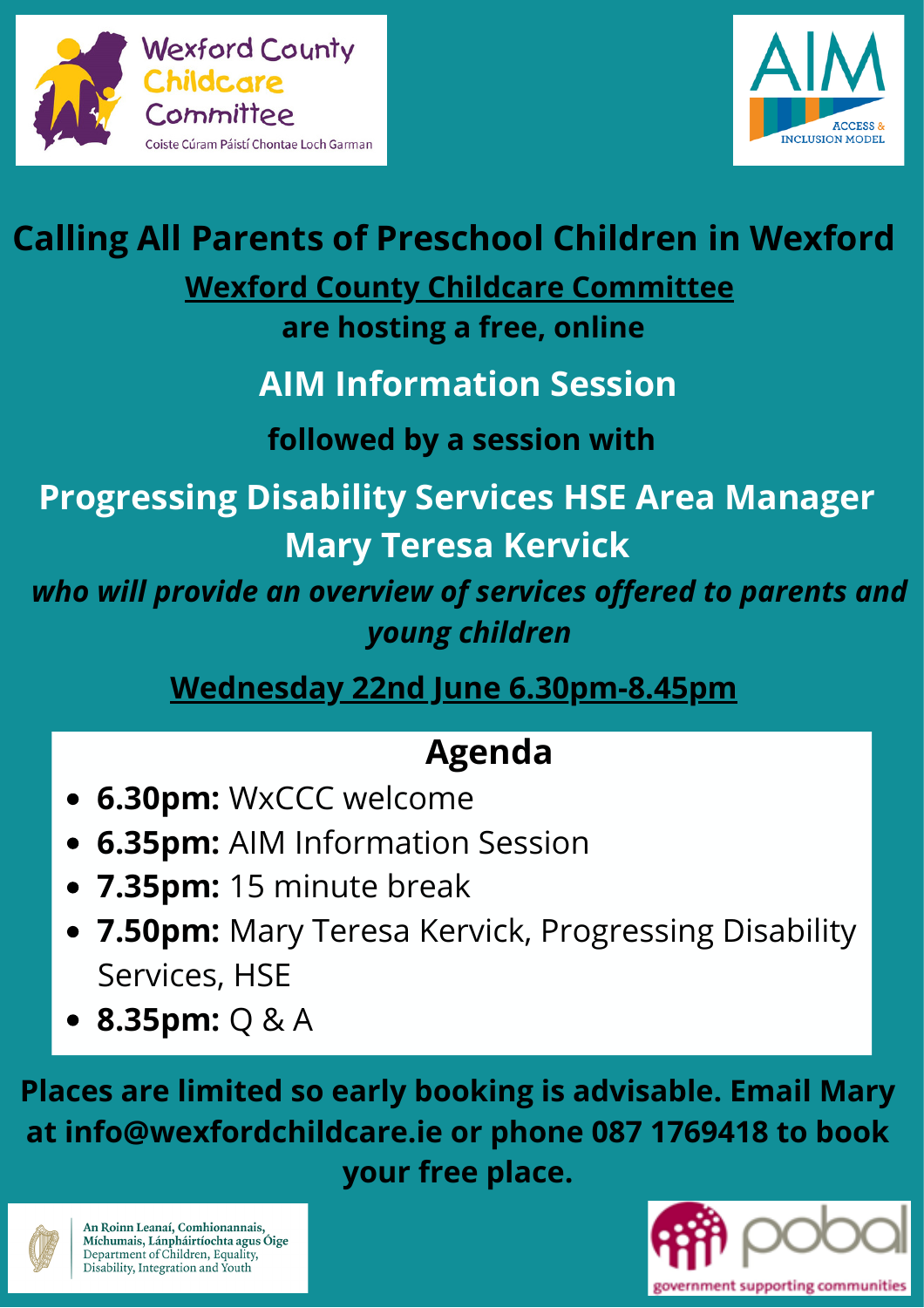Wexford County Childcare Committee

Coiste Cúram Páistí Chontae Loch Garman

AIM

ACCESS & INCLUSION MODEL

# Calling All Parents of Preschool Children in Wexford

**Wexford County Childcare Committee**

**are hosting a free, online**

## AIM Information Session

**followed by a session with**

## Progressing Disability Services HSE Area Manager Mary Teresa Kervick

***who will provide an overview of services offered to parents and young children***

**Wednesday 22nd June 6.30pm-8.45pm**

## Agenda

- **6.30pm:** WxCCC welcome
- **6.35pm:** AIM Information Session
- **7.35pm:** 15 minute break
- **7.50pm:** Mary Teresa Kervick, Progressing Disability Services, HSE
- **8.35pm:** Q & A

**Places are limited so early booking is advisable. Email Mary at info@wexfordchildcare.ie or phone 087 1769418 to book your free place.**

An Roinn Leanaí, Comhionannais, Míchumais, Lánpháirtíochta agus Óige
Department of Children, Equality, Disability, Integration and Youth

pobal
government supporting communities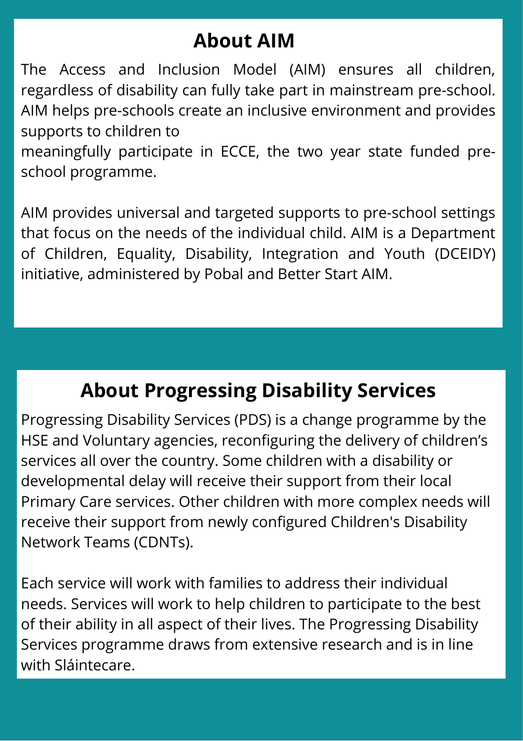## About AIM

The Access and Inclusion Model (AIM) ensures all children, regardless of disability can fully take part in mainstream pre-school. AIM helps pre-schools create an inclusive environment and provides supports to children to meaningfully participate in ECCE, the two year state funded pre-school programme.

AIM provides universal and targeted supports to pre-school settings that focus on the needs of the individual child. AIM is a Department of Children, Equality, Disability, Integration and Youth (DCEIDY) initiative, administered by Pobal and Better Start AIM.

## About Progressing Disability Services

Progressing Disability Services (PDS) is a change programme by the HSE and Voluntary agencies, reconfiguring the delivery of children's services all over the country. Some children with a disability or developmental delay will receive their support from their local Primary Care services. Other children with more complex needs will receive their support from newly configured Children's Disability Network Teams (CDNTs).

Each service will work with families to address their individual needs. Services will work to help children to participate to the best of their ability in all aspect of their lives. The Progressing Disability Services programme draws from extensive research and is in line with Sláintecare.